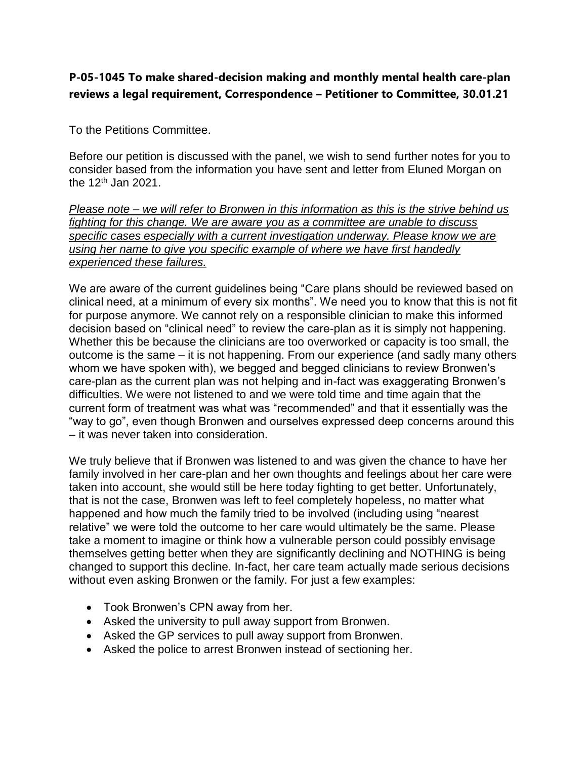**P-05-1045 To make shared-decision making and monthly mental health care-plan reviews a legal requirement, Correspondence – Petitioner to Committee, 30.01.21**

To the Petitions Committee.

Before our petition is discussed with the panel, we wish to send further notes for you to consider based from the information you have sent and letter from Eluned Morgan on the 12th Jan 2021.

*Please note – we will refer to Bronwen in this information as this is the strive behind us fighting for this change. We are aware you as a committee are unable to discuss specific cases especially with a current investigation underway. Please know we are using her name to give you specific example of where we have first handedly experienced these failures.*

We are aware of the current guidelines being "Care plans should be reviewed based on clinical need, at a minimum of every six months". We need you to know that this is not fit for purpose anymore. We cannot rely on a responsible clinician to make this informed decision based on "clinical need" to review the care-plan as it is simply not happening. Whether this be because the clinicians are too overworked or capacity is too small, the outcome is the same – it is not happening. From our experience (and sadly many others whom we have spoken with), we begged and begged clinicians to review Bronwen's care-plan as the current plan was not helping and in-fact was exaggerating Bronwen's difficulties. We were not listened to and we were told time and time again that the current form of treatment was what was "recommended" and that it essentially was the "way to go", even though Bronwen and ourselves expressed deep concerns around this – it was never taken into consideration.

We truly believe that if Bronwen was listened to and was given the chance to have her family involved in her care-plan and her own thoughts and feelings about her care were taken into account, she would still be here today fighting to get better. Unfortunately, that is not the case, Bronwen was left to feel completely hopeless, no matter what happened and how much the family tried to be involved (including using "nearest relative" we were told the outcome to her care would ultimately be the same. Please take a moment to imagine or think how a vulnerable person could possibly envisage themselves getting better when they are significantly declining and NOTHING is being changed to support this decline. In-fact, her care team actually made serious decisions without even asking Bronwen or the family. For just a few examples:

- Took Bronwen's CPN away from her.
- Asked the university to pull away support from Bronwen.
- Asked the GP services to pull away support from Bronwen.
- Asked the police to arrest Bronwen instead of sectioning her.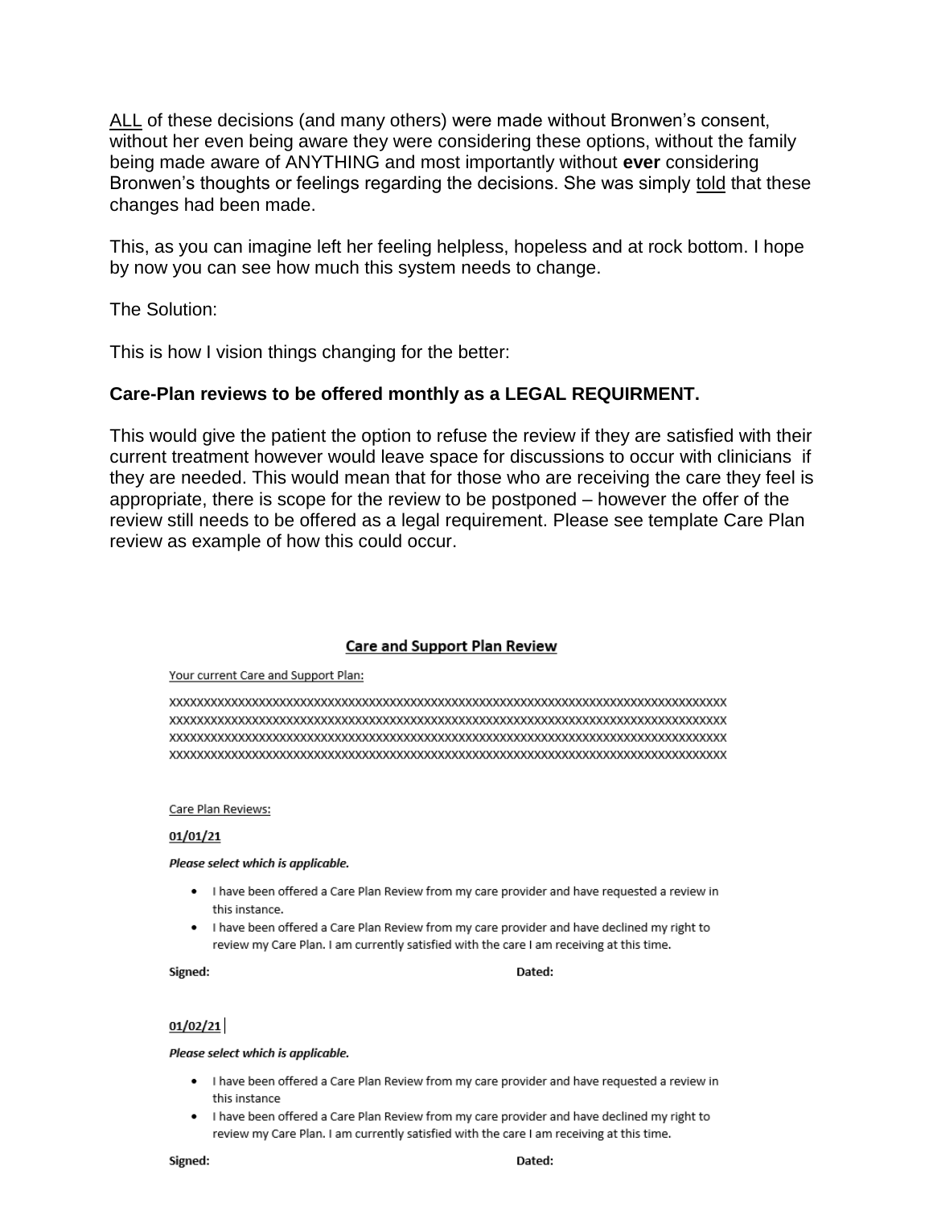<u>ALL</u> of these decisions (and many others) were made without Bronwen's consent, without her even being aware they were considering these options, without the family being made aware of ANYTHING and most importantly without **ever** considering Bronwen's thoughts or feelings regarding the decisions. She was simply <u>told</u> that these changes had been made.

This, as you can imagine left her feeling helpless, hopeless and at rock bottom. I hope by now you can see how much this system needs to change.

The Solution:

This is how I vision things changing for the better:

**Care-Plan reviews to be offered monthly as a LEGAL REQUIRMENT.**

This would give the patient the option to refuse the review if they are satisfied with their current treatment however would leave space for discussions to occur with clinicians if they are needed. This would mean that for those who are receiving the care they feel is appropriate, there is scope for the review to be postponed – however the offer of the review still needs to be offered as a legal requirement. Please see template Care Plan review as example of how this could occur.

**<u>Care and Support Plan Review</u>**

<u>Your current Care and Support Plan:</u>

xxxxxxxxxxxxxxxxxxxxxxxxxxxxxxxxxxxxxxxxxxxxxxxxxxxxxxxxxxxxxxxxxxxxxxxxxxxxxxxxxxxx
xxxxxxxxxxxxxxxxxxxxxxxxxxxxxxxxxxxxxxxxxxxxxxxxxxxxxxxxxxxxxxxxxxxxxxxxxxxxxxxxxxxx
xxxxxxxxxxxxxxxxxxxxxxxxxxxxxxxxxxxxxxxxxxxxxxxxxxxxxxxxxxxxxxxxxxxxxxxxxxxxxxxxxxxx
xxxxxxxxxxxxxxxxxxxxxxxxxxxxxxxxxxxxxxxxxxxxxxxxxxxxxxxxxxxxxxxxxxxxxxxxxxxxxxxxxxxx

<u>Care Plan Reviews:</u>

**<u>01/01/21</u>**

***Please select which is applicable.***

- I have been offered a Care Plan Review from my care provider and have requested a review in this instance.
- I have been offered a Care Plan Review from my care provider and have declined my right to review my Care Plan. I am currently satisfied with the care I am receiving at this time.

**Signed:** **Dated:**

**<u>01/02/21</u>**

***Please select which is applicable.***

- I have been offered a Care Plan Review from my care provider and have requested a review in this instance
- I have been offered a Care Plan Review from my care provider and have declined my right to review my Care Plan. I am currently satisfied with the care I am receiving at this time.

**Signed:** **Dated:**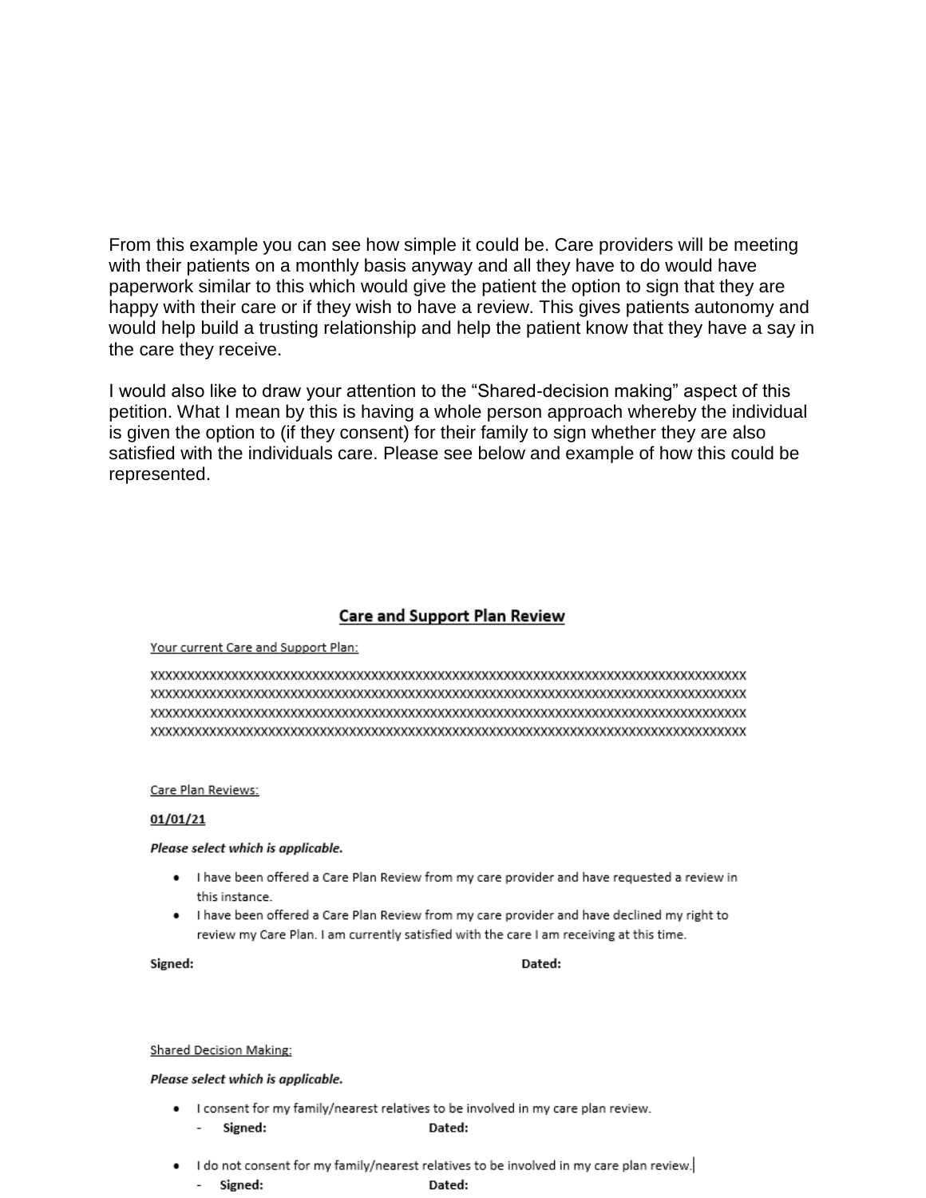From this example you can see how simple it could be. Care providers will be meeting with their patients on a monthly basis anyway and all they have to do would have paperwork similar to this which would give the patient the option to sign that they are happy with their care or if they wish to have a review. This gives patients autonomy and would help build a trusting relationship and help the patient know that they have a say in the care they receive.

I would also like to draw your attention to the "Shared-decision making" aspect of this petition. What I mean by this is having a whole person approach whereby the individual is given the option to (if they consent) for their family to sign whether they are also satisfied with the individuals care. Please see below and example of how this could be represented.

## Care and Support Plan Review

Your current Care and Support Plan:

xxxxxxxxxxxxxxxxxxxxxxxxxxxxxxxxxxxxxxxxxxxxxxxxxxxxxxxxxxxxxxxxxxxxxxxxxxxxxxxxxxx
xxxxxxxxxxxxxxxxxxxxxxxxxxxxxxxxxxxxxxxxxxxxxxxxxxxxxxxxxxxxxxxxxxxxxxxxxxxxxxxxxxx
xxxxxxxxxxxxxxxxxxxxxxxxxxxxxxxxxxxxxxxxxxxxxxxxxxxxxxxxxxxxxxxxxxxxxxxxxxxxxxxxxxx
xxxxxxxxxxxxxxxxxxxxxxxxxxxxxxxxxxxxxxxxxxxxxxxxxxxxxxxxxxxxxxxxxxxxxxxxxxxxxxxxxxx

Care Plan Reviews:

**01/01/21**

***Please select which is applicable.***

- I have been offered a Care Plan Review from my care provider and have requested a review in this instance.
- I have been offered a Care Plan Review from my care provider and have declined my right to review my Care Plan. I am currently satisfied with the care I am receiving at this time.

**Signed:** **Dated:**

Shared Decision Making:

***Please select which is applicable.***

- I consent for my family/nearest relatives to be involved in my care plan review.
  - **Signed:** **Dated:**
- I do not consent for my family/nearest relatives to be involved in my care plan review.
  - **Signed:** **Dated:**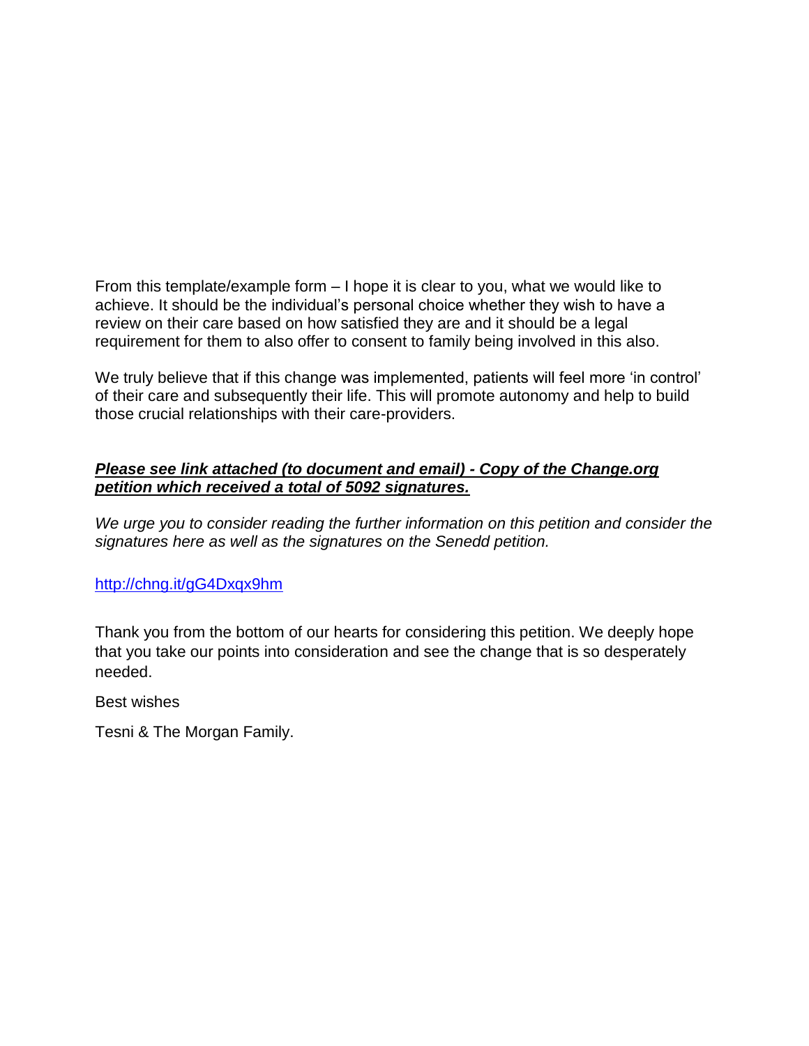From this template/example form – I hope it is clear to you, what we would like to achieve. It should be the individual's personal choice whether they wish to have a review on their care based on how satisfied they are and it should be a legal requirement for them to also offer to consent to family being involved in this also.

We truly believe that if this change was implemented, patients will feel more 'in control' of their care and subsequently their life. This will promote autonomy and help to build those crucial relationships with their care-providers.

***Please see link attached (to document and email) - Copy of the Change.org petition which received a total of 5092 signatures.***

*We urge you to consider reading the further information on this petition and consider the signatures here as well as the signatures on the Senedd petition.*

[http://chng.it/gG4Dxqx9hm](http://chng.it/gG4Dxqx9hm)

Thank you from the bottom of our hearts for considering this petition. We deeply hope that you take our points into consideration and see the change that is so desperately needed.

Best wishes

Tesni & The Morgan Family.